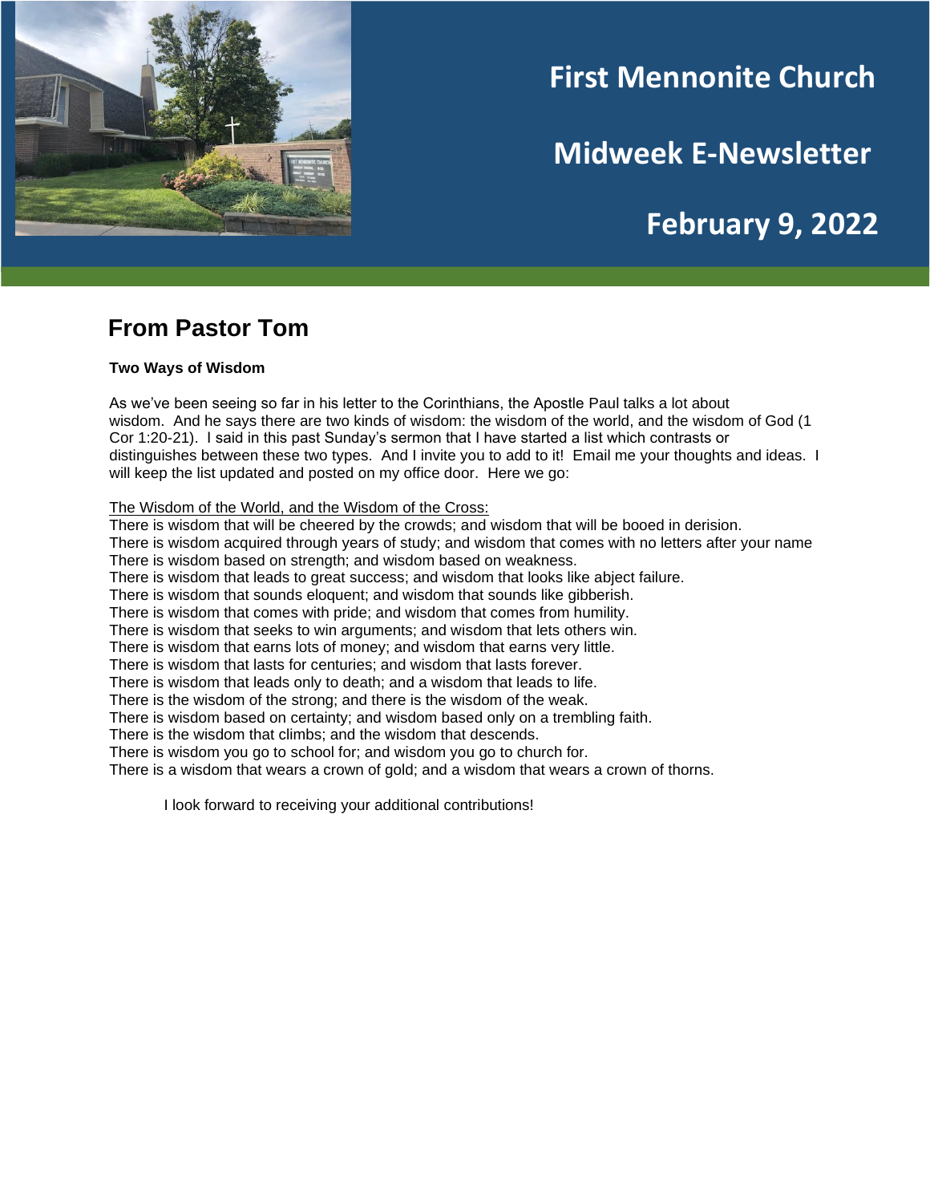# First Mennonite Church

## Midweek E-Newsletter

## February 9, 2022

## From Pastor Tom

**Two Ways of Wisdom**

As we've been seeing so far in his letter to the Corinthians, the Apostle Paul talks a lot about wisdom. And he says there are two kinds of wisdom: the wisdom of the world, and the wisdom of God (1 Cor 1:20-21). I said in this past Sunday's sermon that I have started a list which contrasts or distinguishes between these two types. And I invite you to add to it! Email me your thoughts and ideas. I will keep the list updated and posted on my office door. Here we go:

<u>The Wisdom of the World, and the Wisdom of the Cross:</u>

There is wisdom that will be cheered by the crowds; and wisdom that will be booed in derision.
There is wisdom acquired through years of study; and wisdom that comes with no letters after your name
There is wisdom based on strength; and wisdom based on weakness.
There is wisdom that leads to great success; and wisdom that looks like abject failure.
There is wisdom that sounds eloquent; and wisdom that sounds like gibberish.
There is wisdom that comes with pride; and wisdom that comes from humility.
There is wisdom that seeks to win arguments; and wisdom that lets others win.
There is wisdom that earns lots of money; and wisdom that earns very little.
There is wisdom that lasts for centuries; and wisdom that lasts forever.
There is wisdom that leads only to death; and a wisdom that leads to life.
There is the wisdom of the strong; and there is the wisdom of the weak.
There is wisdom based on certainty; and wisdom based only on a trembling faith.
There is the wisdom that climbs; and the wisdom that descends.
There is wisdom you go to school for; and wisdom you go to church for.
There is a wisdom that wears a crown of gold; and a wisdom that wears a crown of thorns.

I look forward to receiving your additional contributions!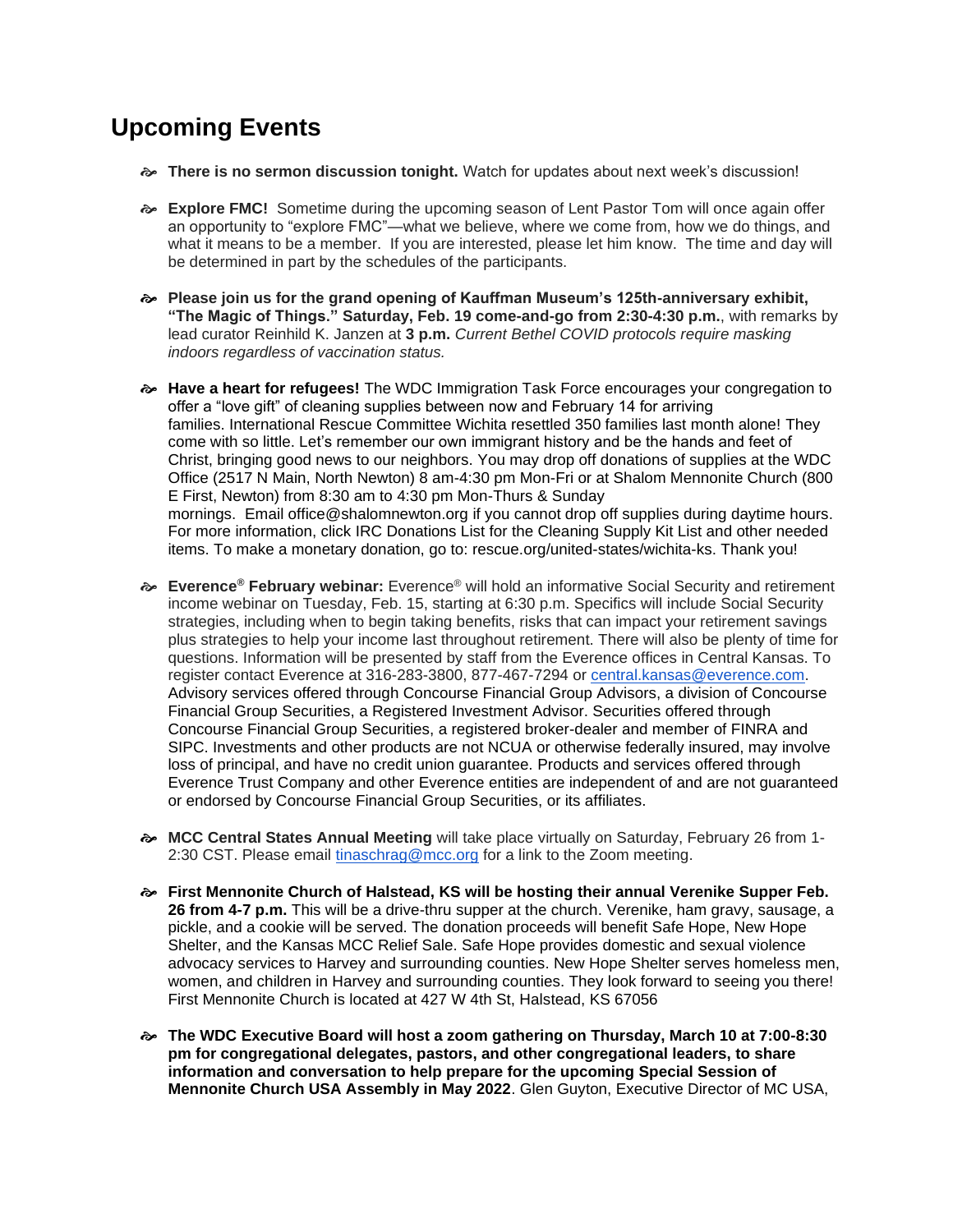## Upcoming Events

- **There is no sermon discussion tonight.** Watch for updates about next week's discussion!

- **Explore FMC!** Sometime during the upcoming season of Lent Pastor Tom will once again offer an opportunity to "explore FMC"—what we believe, where we come from, how we do things, and what it means to be a member. If you are interested, please let him know. The time and day will be determined in part by the schedules of the participants.

- **Please join us for the grand opening of Kauffman Museum's 125th-anniversary exhibit, "The Magic of Things." Saturday, Feb. 19 come-and-go from 2:30-4:30 p.m.**, with remarks by lead curator Reinhild K. Janzen at **3 p.m.** *Current Bethel COVID protocols require masking indoors regardless of vaccination status.*

- **Have a heart for refugees!** The WDC Immigration Task Force encourages your congregation to offer a "love gift" of cleaning supplies between now and February 14 for arriving families. International Rescue Committee Wichita resettled 350 families last month alone! They come with so little. Let's remember our own immigrant history and be the hands and feet of Christ, bringing good news to our neighbors. You may drop off donations of supplies at the WDC Office (2517 N Main, North Newton) 8 am-4:30 pm Mon-Fri or at Shalom Mennonite Church (800 E First, Newton) from 8:30 am to 4:30 pm Mon-Thurs & Sunday mornings. Email office@shalomnewton.org if you cannot drop off supplies during daytime hours. For more information, click IRC Donations List for the Cleaning Supply Kit List and other needed items. To make a monetary donation, go to: rescue.org/united-states/wichita-ks. Thank you!

- **Everence® February webinar:** Everence® will hold an informative Social Security and retirement income webinar on Tuesday, Feb. 15, starting at 6:30 p.m. Specifics will include Social Security strategies, including when to begin taking benefits, risks that can impact your retirement savings plus strategies to help your income last throughout retirement. There will also be plenty of time for questions. Information will be presented by staff from the Everence offices in Central Kansas. To register contact Everence at 316-283-3800, 877-467-7294 or central.kansas@everence.com. Advisory services offered through Concourse Financial Group Advisors, a division of Concourse Financial Group Securities, a Registered Investment Advisor. Securities offered through Concourse Financial Group Securities, a registered broker-dealer and member of FINRA and SIPC. Investments and other products are not NCUA or otherwise federally insured, may involve loss of principal, and have no credit union guarantee. Products and services offered through Everence Trust Company and other Everence entities are independent of and are not guaranteed or endorsed by Concourse Financial Group Securities, or its affiliates.

- **MCC Central States Annual Meeting** will take place virtually on Saturday, February 26 from 1-2:30 CST. Please email tinaschrag@mcc.org for a link to the Zoom meeting.

- **First Mennonite Church of Halstead, KS will be hosting their annual Verenike Supper Feb. 26 from 4-7 p.m.** This will be a drive-thru supper at the church. Verenike, ham gravy, sausage, a pickle, and a cookie will be served. The donation proceeds will benefit Safe Hope, New Hope Shelter, and the Kansas MCC Relief Sale. Safe Hope provides domestic and sexual violence advocacy services to Harvey and surrounding counties. New Hope Shelter serves homeless men, women, and children in Harvey and surrounding counties. They look forward to seeing you there! First Mennonite Church is located at 427 W 4th St, Halstead, KS 67056

- **The WDC Executive Board will host a zoom gathering on Thursday, March 10 at 7:00-8:30 pm for congregational delegates, pastors, and other congregational leaders, to share information and conversation to help prepare for the upcoming Special Session of Mennonite Church USA Assembly in May 2022**. Glen Guyton, Executive Director of MC USA,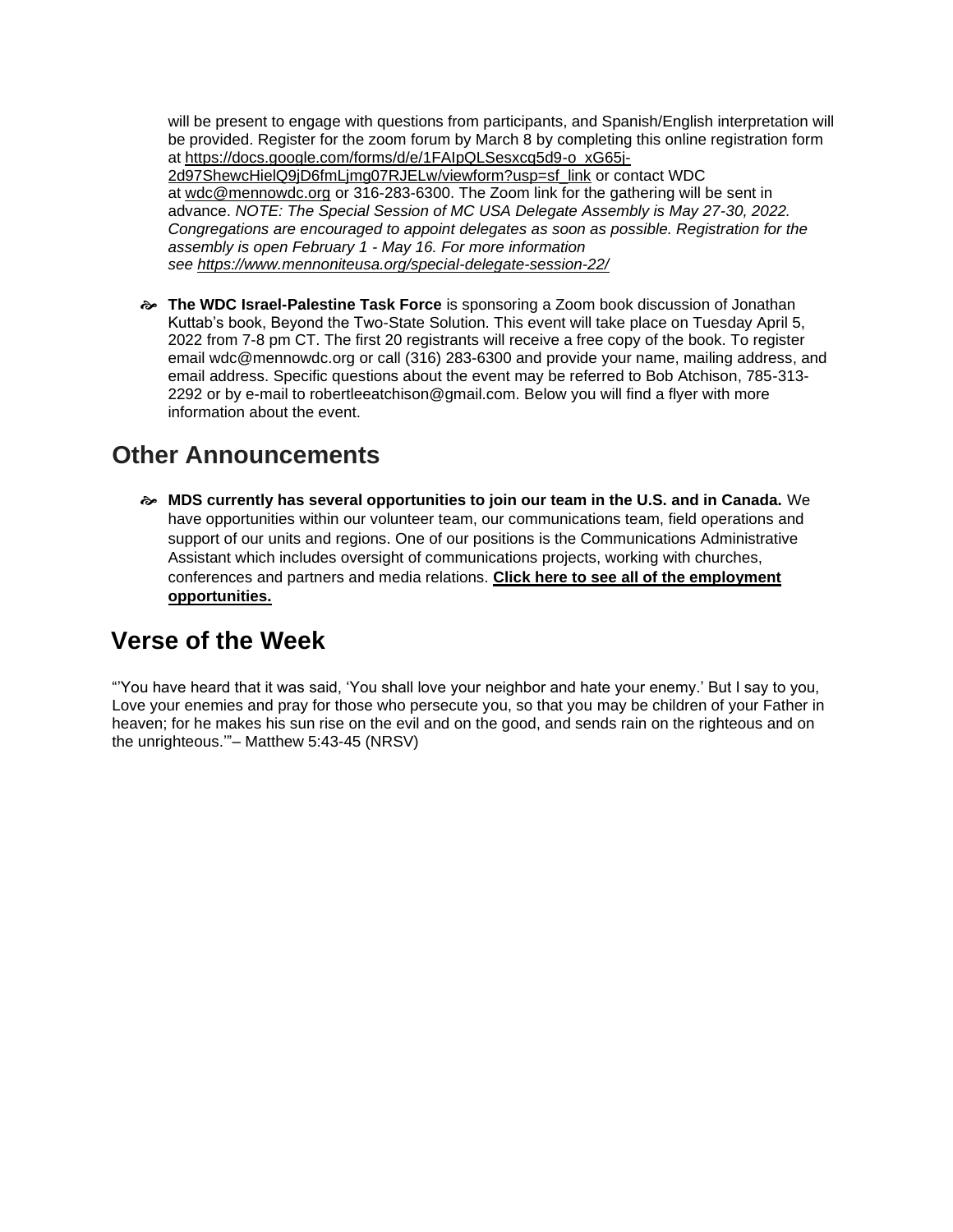will be present to engage with questions from participants, and Spanish/English interpretation will be provided. Register for the zoom forum by March 8 by completing this online registration form at https://docs.google.com/forms/d/e/1FAIpQLSesxcq5d9-o_xG65j-2d97ShewcHielQ9jD6fmLjmg07RJELw/viewform?usp=sf_link or contact WDC at wdc@mennowdc.org or 316-283-6300. The Zoom link for the gathering will be sent in advance. *NOTE: The Special Session of MC USA Delegate Assembly is May 27-30, 2022. Congregations are encouraged to appoint delegates as soon as possible. Registration for the assembly is open February 1 - May 16. For more information see https://www.mennoniteusa.org/special-delegate-session-22/*

- **The WDC Israel-Palestine Task Force** is sponsoring a Zoom book discussion of Jonathan Kuttab's book, Beyond the Two-State Solution. This event will take place on Tuesday April 5, 2022 from 7-8 pm CT. The first 20 registrants will receive a free copy of the book. To register email wdc@mennowdc.org or call (316) 283-6300 and provide your name, mailing address, and email address. Specific questions about the event may be referred to Bob Atchison, 785-313-2292 or by e-mail to robertleeatchison@gmail.com. Below you will find a flyer with more information about the event.

## Other Announcements

- **MDS currently has several opportunities to join our team in the U.S. and in Canada.** We have opportunities within our volunteer team, our communications team, field operations and support of our units and regions. One of our positions is the Communications Administrative Assistant which includes oversight of communications projects, working with churches, conferences and partners and media relations. **Click here to see all of the employment opportunities.**

## Verse of the Week

"'You have heard that it was said, 'You shall love your neighbor and hate your enemy.' But I say to you, Love your enemies and pray for those who persecute you, so that you may be children of your Father in heaven; for he makes his sun rise on the evil and on the good, and sends rain on the righteous and on the unrighteous.'"– Matthew 5:43-45 (NRSV)